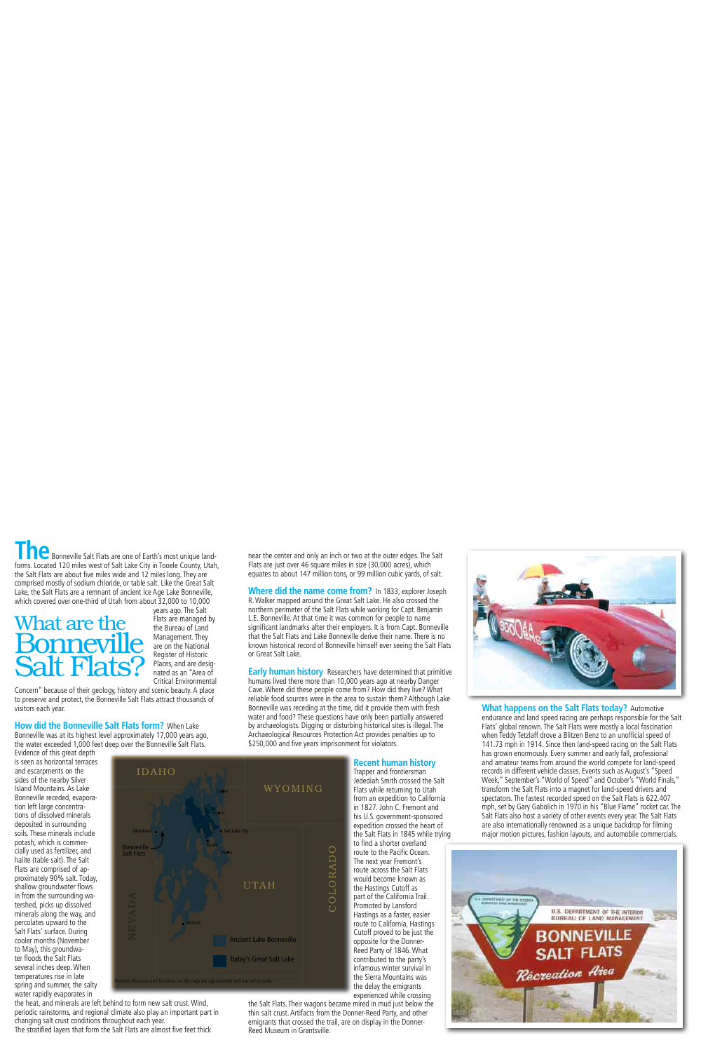# What are the Bonneville Salt Flats?

**The** Bonneville Salt Flats are one of Earth's most unique landforms. Located 120 miles west of Salt Lake City in Tooele County, Utah, the Salt Flats are about five miles wide and 12 miles long. They are comprised mostly of sodium chloride, or table salt. Like the Great Salt Lake, the Salt Flats are a remnant of ancient Ice Age Lake Bonneville, which covered over one-third of Utah from about 32,000 to 10,000 years ago. The Salt Flats are managed by the Bureau of Land Management. They are on the National Register of Historic Places, and are designated as an "Area of Critical Environmental Concern" because of their geology, history and scenic beauty. A place to preserve and protect, the Bonneville Salt Flats attract thousands of visitors each year.

**How did the Bonneville Salt Flats form?** When Lake Bonneville was at its highest level approximately 17,000 years ago, the water exceeded 1,000 feet deep over the Bonneville Salt Flats. Evidence of this great depth is seen as horizontal terraces and escarpments on the sides of the nearby Silver Island Mountains. As Lake Bonneville receded, evaporation left large concentrations of dissolved minerals deposited in surrounding soils. These minerals include potash, which is commercially used as fertilizer, and halite (table salt). The Salt Flats are comprised of approximately 90% salt. Today, shallow groundwater flows in from the surrounding watershed, picks up dissolved minerals along the way, and percolates upward to the Salt Flats' surface. During cooler months (November to May), this groundwater floods the Salt Flats several inches deep. When temperatures rise in late spring and summer, the salty water rapidly evaporates in the heat, and minerals are left behind to form new salt crust. Wind, periodic rainstorms, and regional climate also play an important part in changing salt crust conditions throughout each year.

The stratified layers that form the Salt Flats are almost five feet thick near the center and only an inch or two at the outer edges. The Salt Flats are just over 46 square miles in size (30,000 acres), which equates to about 147 million tons, or 99 million cubic yards, of salt.

IDAHO · WYOMING · NEVADA · UTAH · COLORADO · Wendover · Bonneville Salt Flats · Logan · Ogden · Salt Lake City · Tooele · Provo · Milford

Ancient Lake Bonneville

Today's Great Salt Lake

Relative distances and locations on this map are approximate and are not to scale.

**Where did the name come from?** In 1833, explorer Joseph R. Walker mapped around the Great Salt Lake. He also crossed the northern perimeter of the Salt Flats while working for Capt. Benjamin L.E. Bonneville. At that time it was common for people to name significant landmarks after their employers. It is from Capt. Bonneville that the Salt Flats and Lake Bonneville derive their name. There is no known historical record of Bonneville himself ever seeing the Salt Flats or Great Salt Lake.

**Early human history** Researchers have determined that primitive humans lived there more than 10,000 years ago at nearby Danger Cave. Where did these people come from? How did they live? What reliable food sources were in the area to sustain them? Although Lake Bonneville was receding at the time, did it provide them with fresh water and food? These questions have only been partially answered by archaeologists. Digging or disturbing historical sites is illegal. The Archaeological Resources Protection Act provides penalties up to $250,000 and five years imprisonment for violators.

**Recent human history** Trapper and frontiersman Jedediah Smith crossed the Salt Flats while returning to Utah from an expedition to California in 1827. John C. Fremont and his U.S. government-sponsored expedition crossed the heart of the Salt Flats in 1845 while trying to find a shorter overland route to the Pacific Ocean. The next year Fremont's route across the Salt Flats would become known as the Hastings Cutoff as part of the California Trail. Promoted by Lansford Hastings as a faster, easier route to California, Hastings Cutoff proved to be just the opposite for the Donner-Reed Party of 1846. What contributed to the party's infamous winter survival in the Sierra Mountains was the delay the emigrants experienced while crossing the Salt Flats. Their wagons became mired in mud just below the thin salt crust. Artifacts from the Donner-Reed Party, and other emigrants that crossed the trail, are on display in the Donner-Reed Museum in Grantsville.

**What happens on the Salt Flats today?** Automotive endurance and land speed racing are perhaps responsible for the Salt Flats' global renown. The Salt Flats were mostly a local fascination when Teddy Tetzlaff drove a Blitzen Benz to an unofficial speed of 141.73 mph in 1914. Since then land-speed racing on the Salt Flats has grown enormously. Every summer and early fall, professional and amateur teams from around the world compete for land-speed records in different vehicle classes. Events such as August's "Speed Week," September's "World of Speed" and October's "World Finals," transform the Salt Flats into a magnet for land-speed drivers and spectators. The fastest recorded speed on the Salt Flats is 622.407 mph, set by Gary Gabolich in 1970 in his "Blue Flame" rocket car. The Salt Flats also host a variety of other events every year. The Salt Flats are also internationally renowned as a unique backdrop for filming major motion pictures, fashion layouts, and automobile commercials.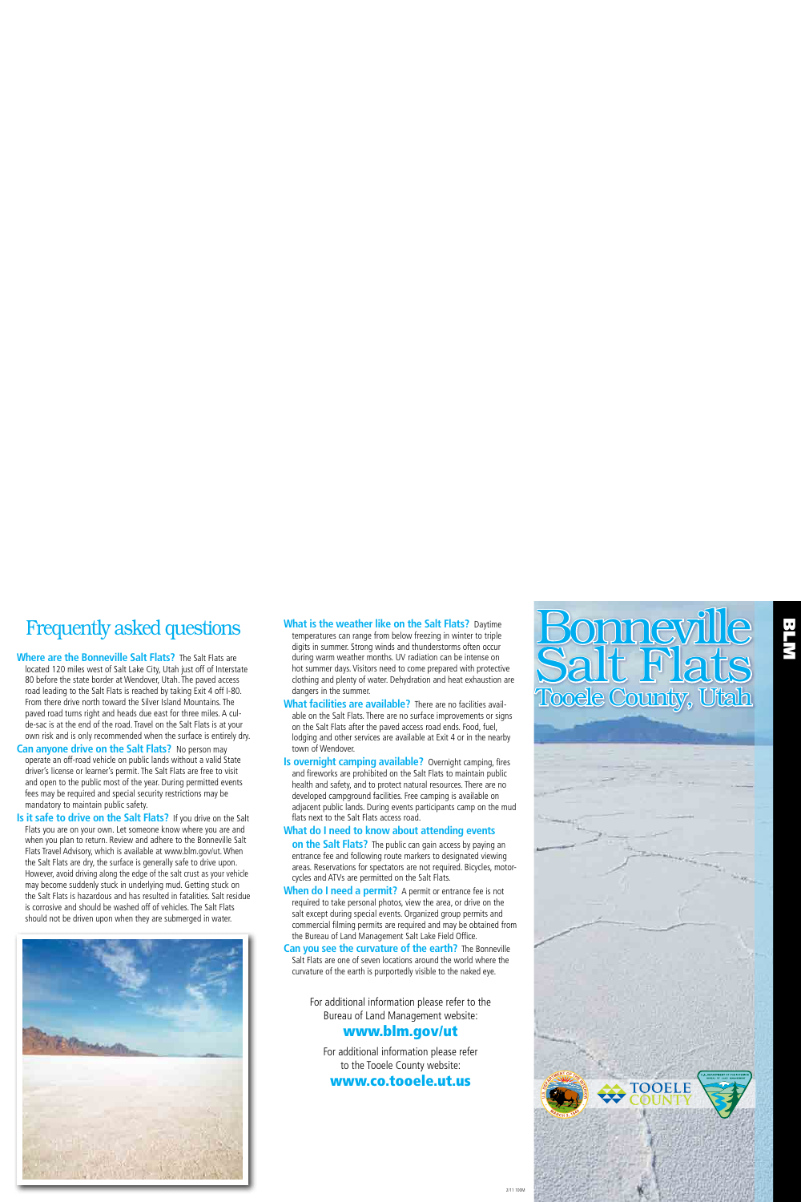# Frequently asked questions

**Where are the Bonneville Salt Flats?** The Salt Flats are located 120 miles west of Salt Lake City, Utah just off of Interstate 80 before the state border at Wendover, Utah. The paved access road leading to the Salt Flats is reached by taking Exit 4 off I-80. From there drive north toward the Silver Island Mountains. The paved road turns right and heads due east for three miles. A cul-de-sac is at the end of the road. Travel on the Salt Flats is at your own risk and is only recommended when the surface is entirely dry.

**Can anyone drive on the Salt Flats?** No person may operate an off-road vehicle on public lands without a valid State driver's license or learner's permit. The Salt Flats are free to visit and open to the public most of the year. During permitted events fees may be required and special security restrictions may be mandatory to maintain public safety.

**Is it safe to drive on the Salt Flats?** If you drive on the Salt Flats you are on your own. Let someone know where you are and when you plan to return. Review and adhere to the Bonneville Salt Flats Travel Advisory, which is available at www.blm.gov/ut. When the Salt Flats are dry, the surface is generally safe to drive upon. However, avoid driving along the edge of the salt crust as your vehicle may become suddenly stuck in underlying mud. Getting stuck on the Salt Flats is hazardous and has resulted in fatalities. Salt residue is corrosive and should be washed off of vehicles. The Salt Flats should not be driven upon when they are submerged in water.

**What is the weather like on the Salt Flats?** Daytime temperatures can range from below freezing in winter to triple digits in summer. Strong winds and thunderstorms often occur during warm weather months. UV radiation can be intense on hot summer days. Visitors need to come prepared with protective clothing and plenty of water. Dehydration and heat exhaustion are dangers in the summer.

**What facilities are available?** There are no facilities available on the Salt Flats. There are no surface improvements or signs on the Salt Flats after the paved access road ends. Food, fuel, lodging and other services are available at Exit 4 or in the nearby town of Wendover.

**Is overnight camping available?** Overnight camping, fires and fireworks are prohibited on the Salt Flats to maintain public health and safety, and to protect natural resources. There are no developed campground facilities. Free camping is available on adjacent public lands. During events participants camp on the mud flats next to the Salt Flats access road.

**What do I need to know about attending events on the Salt Flats?** The public can gain access by paying an entrance fee and following route markers to designated viewing areas. Reservations for spectators are not required. Bicycles, motorcycles and ATVs are permitted on the Salt Flats.

**When do I need a permit?** A permit or entrance fee is not required to take personal photos, view the area, or drive on the salt except during special events. Organized group permits and commercial filming permits are required and may be obtained from the Bureau of Land Management Salt Lake Field Office.

**Can you see the curvature of the earth?** The Bonneville Salt Flats are one of seven locations around the world where the curvature of the earth is purportedly visible to the naked eye.

For additional information please refer to the Bureau of Land Management website:

**www.blm.gov/ut**

For additional information please refer to the Tooele County website:

**www.co.tooele.ut.us**

# Bonneville Salt Flats

## Tooele County, Utah

TOOELE COUNTY

BLM

2/11 100M